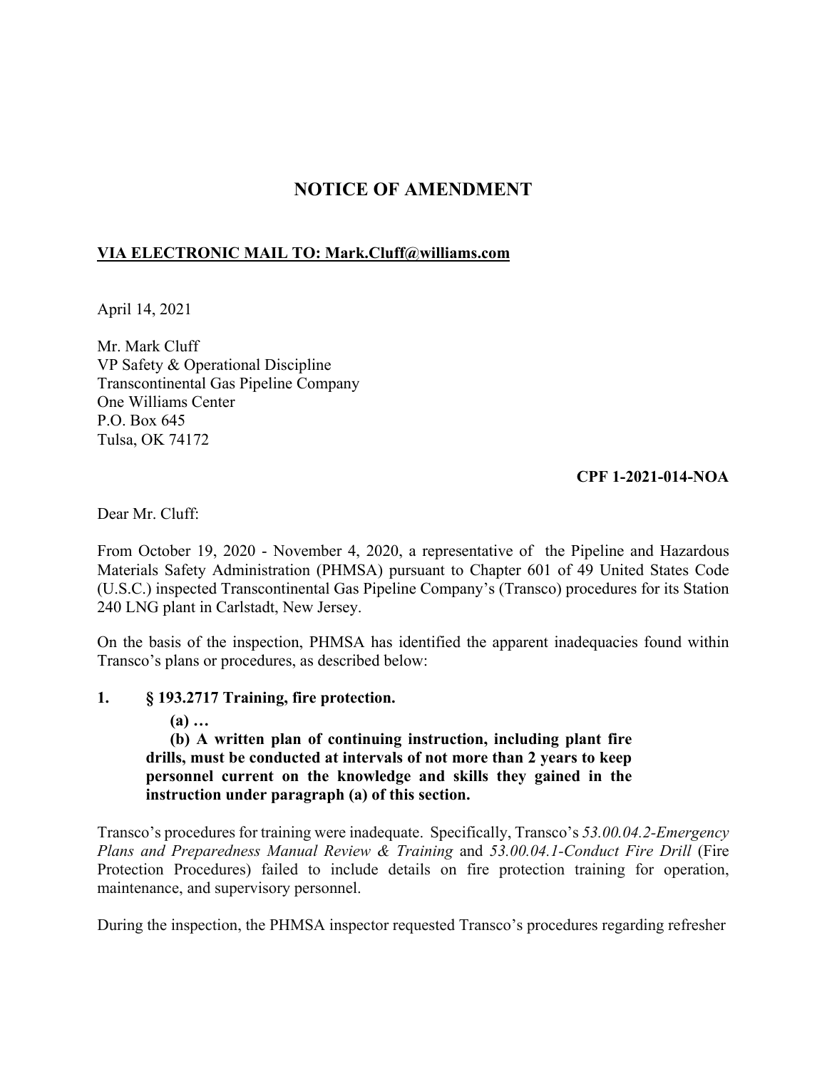# NOTICE OF AMENDMENT

**<u>VIA ELECTRONIC MAIL TO: Mark.Cluff@williams.com</u>**

April 14, 2021

Mr. Mark Cluff  
VP Safety & Operational Discipline  
Transcontinental Gas Pipeline Company  
One Williams Center  
P.O. Box 645  
Tulsa, OK 74172

**CPF 1-2021-014-NOA**

Dear Mr. Cluff:

From October 19, 2020 - November 4, 2020, a representative of the Pipeline and Hazardous Materials Safety Administration (PHMSA) pursuant to Chapter 601 of 49 United States Code (U.S.C.) inspected Transcontinental Gas Pipeline Company's (Transco) procedures for its Station 240 LNG plant in Carlstadt, New Jersey.

On the basis of the inspection, PHMSA has identified the apparent inadequacies found within Transco's plans or procedures, as described below:

**1. § 193.2717 Training, fire protection.**

> **(a) …**
>
> **(b) A written plan of continuing instruction, including plant fire drills, must be conducted at intervals of not more than 2 years to keep personnel current on the knowledge and skills they gained in the instruction under paragraph (a) of this section.**

Transco's procedures for training were inadequate. Specifically, Transco's *53.00.04.2-Emergency Plans and Preparedness Manual Review & Training* and *53.00.04.1-Conduct Fire Drill* (Fire Protection Procedures) failed to include details on fire protection training for operation, maintenance, and supervisory personnel.

During the inspection, the PHMSA inspector requested Transco's procedures regarding refresher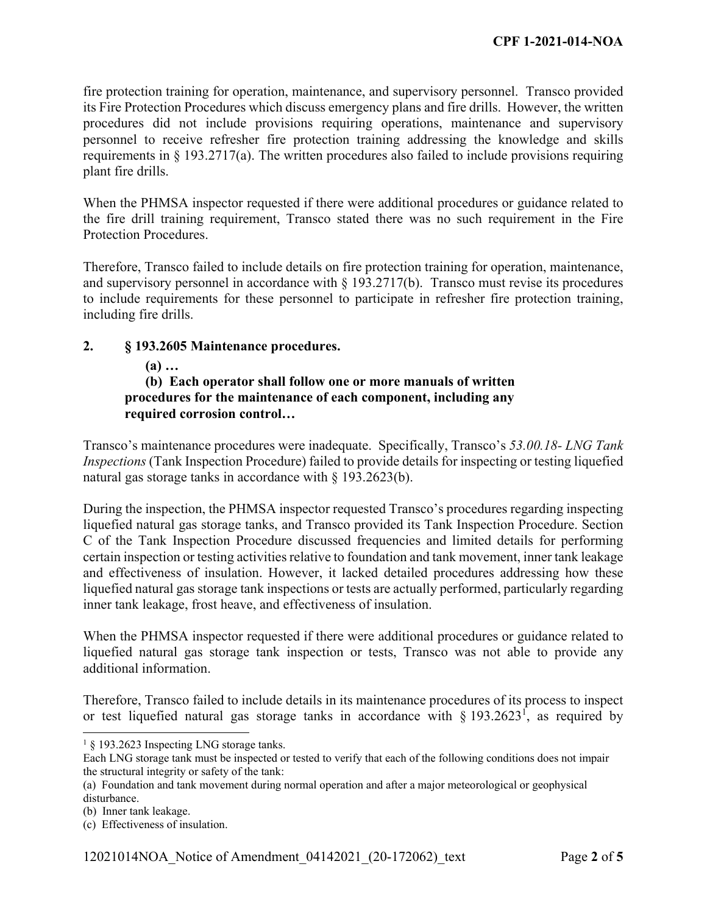fire protection training for operation, maintenance, and supervisory personnel. Transco provided its Fire Protection Procedures which discuss emergency plans and fire drills. However, the written procedures did not include provisions requiring operations, maintenance and supervisory personnel to receive refresher fire protection training addressing the knowledge and skills requirements in § 193.2717(a). The written procedures also failed to include provisions requiring plant fire drills.

When the PHMSA inspector requested if there were additional procedures or guidance related to the fire drill training requirement, Transco stated there was no such requirement in the Fire Protection Procedures.

Therefore, Transco failed to include details on fire protection training for operation, maintenance, and supervisory personnel in accordance with § 193.2717(b). Transco must revise its procedures to include requirements for these personnel to participate in refresher fire protection training, including fire drills.

**2. § 193.2605 Maintenance procedures.**

> **(a) …**
>
> **(b) Each operator shall follow one or more manuals of written procedures for the maintenance of each component, including any required corrosion control…**

Transco's maintenance procedures were inadequate. Specifically, Transco's *53.00.18- LNG Tank Inspections* (Tank Inspection Procedure) failed to provide details for inspecting or testing liquefied natural gas storage tanks in accordance with § 193.2623(b).

During the inspection, the PHMSA inspector requested Transco's procedures regarding inspecting liquefied natural gas storage tanks, and Transco provided its Tank Inspection Procedure. Section C of the Tank Inspection Procedure discussed frequencies and limited details for performing certain inspection or testing activities relative to foundation and tank movement, inner tank leakage and effectiveness of insulation. However, it lacked detailed procedures addressing how these liquefied natural gas storage tank inspections or tests are actually performed, particularly regarding inner tank leakage, frost heave, and effectiveness of insulation.

When the PHMSA inspector requested if there were additional procedures or guidance related to liquefied natural gas storage tank inspection or tests, Transco was not able to provide any additional information.

Therefore, Transco failed to include details in its maintenance procedures of its process to inspect or test liquefied natural gas storage tanks in accordance with § 193.2623[1], as required by

---

[1] § 193.2623 Inspecting LNG storage tanks.

Each LNG storage tank must be inspected or tested to verify that each of the following conditions does not impair the structural integrity or safety of the tank:

(a) Foundation and tank movement during normal operation and after a major meteorological or geophysical disturbance.

(b) Inner tank leakage.

(c) Effectiveness of insulation.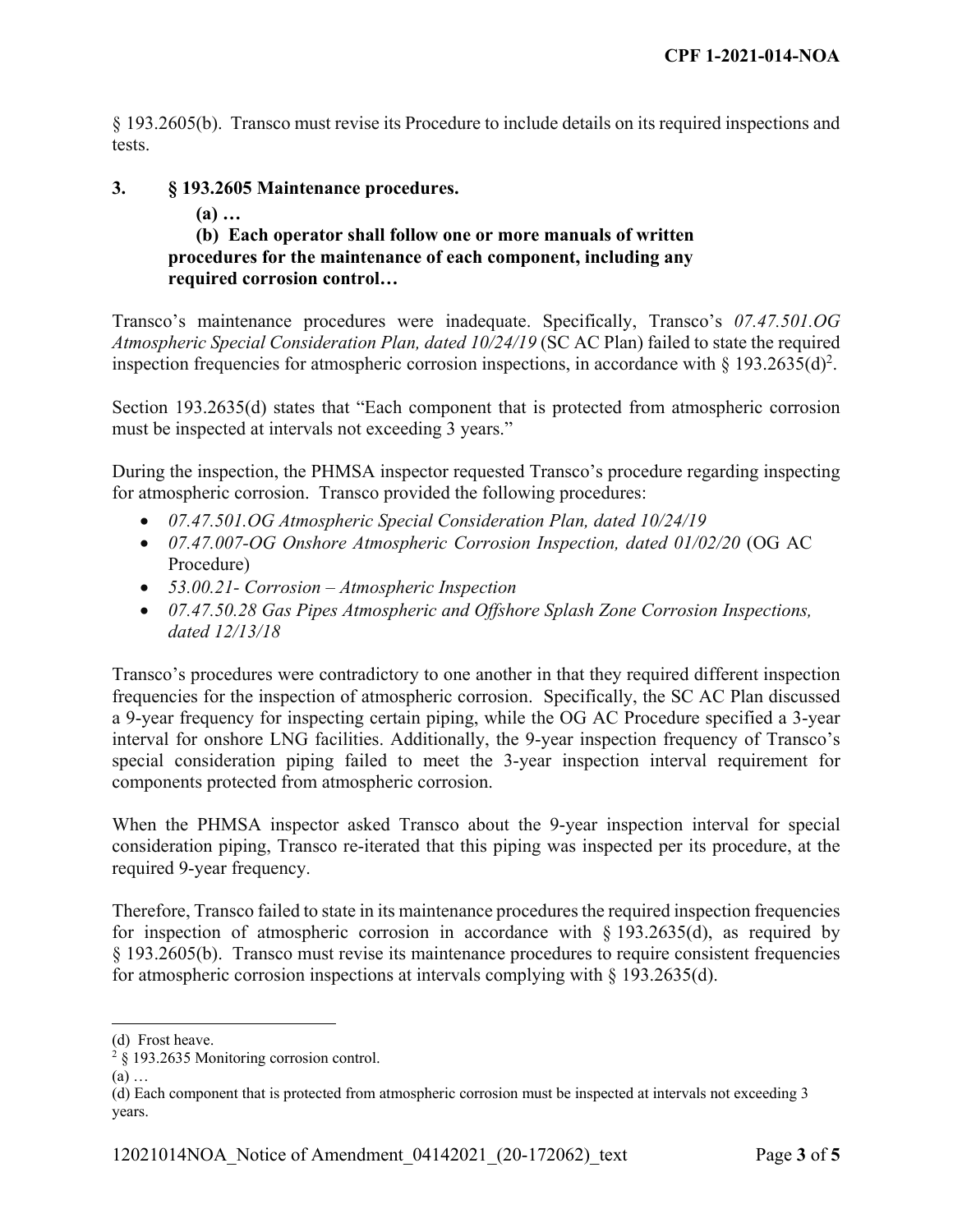§ 193.2605(b). Transco must revise its Procedure to include details on its required inspections and tests.

**3. § 193.2605 Maintenance procedures.**

**(a) …**

**(b) Each operator shall follow one or more manuals of written procedures for the maintenance of each component, including any required corrosion control…**

Transco's maintenance procedures were inadequate. Specifically, Transco's *07.47.501.OG Atmospheric Special Consideration Plan, dated 10/24/19* (SC AC Plan) failed to state the required inspection frequencies for atmospheric corrosion inspections, in accordance with § 193.2635(d)[2].

Section 193.2635(d) states that "Each component that is protected from atmospheric corrosion must be inspected at intervals not exceeding 3 years."

During the inspection, the PHMSA inspector requested Transco's procedure regarding inspecting for atmospheric corrosion. Transco provided the following procedures:

- *07.47.501.OG Atmospheric Special Consideration Plan, dated 10/24/19*
- *07.47.007-OG Onshore Atmospheric Corrosion Inspection, dated 01/02/20* (OG AC Procedure)
- *53.00.21- Corrosion – Atmospheric Inspection*
- *07.47.50.28 Gas Pipes Atmospheric and Offshore Splash Zone Corrosion Inspections, dated 12/13/18*

Transco's procedures were contradictory to one another in that they required different inspection frequencies for the inspection of atmospheric corrosion. Specifically, the SC AC Plan discussed a 9-year frequency for inspecting certain piping, while the OG AC Procedure specified a 3-year interval for onshore LNG facilities. Additionally, the 9-year inspection frequency of Transco's special consideration piping failed to meet the 3-year inspection interval requirement for components protected from atmospheric corrosion.

When the PHMSA inspector asked Transco about the 9-year inspection interval for special consideration piping, Transco re-iterated that this piping was inspected per its procedure, at the required 9-year frequency.

Therefore, Transco failed to state in its maintenance procedures the required inspection frequencies for inspection of atmospheric corrosion in accordance with § 193.2635(d), as required by § 193.2605(b). Transco must revise its maintenance procedures to require consistent frequencies for atmospheric corrosion inspections at intervals complying with § 193.2635(d).

---

(d) Frost heave.

[2] § 193.2635 Monitoring corrosion control.

(a) …

(d) Each component that is protected from atmospheric corrosion must be inspected at intervals not exceeding 3 years.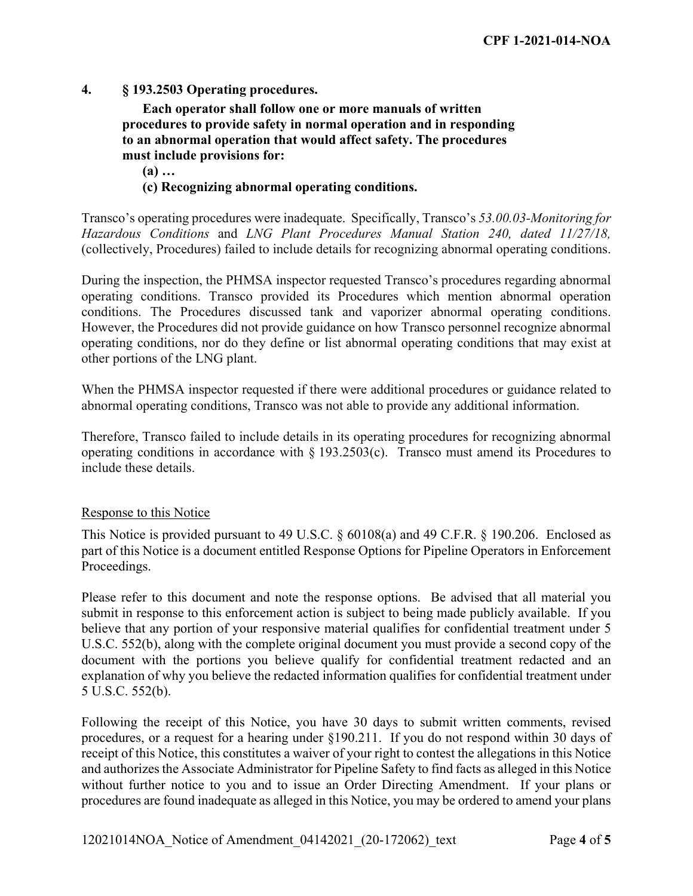**4. § 193.2503 Operating procedures.**

**Each operator shall follow one or more manuals of written procedures to provide safety in normal operation and in responding to an abnormal operation that would affect safety. The procedures must include provisions for:**

**(a) …**

**(c) Recognizing abnormal operating conditions.**

Transco's operating procedures were inadequate. Specifically, Transco's *53.00.03-Monitoring for Hazardous Conditions* and *LNG Plant Procedures Manual Station 240, dated 11/27/18,* (collectively, Procedures) failed to include details for recognizing abnormal operating conditions.

During the inspection, the PHMSA inspector requested Transco's procedures regarding abnormal operating conditions. Transco provided its Procedures which mention abnormal operation conditions. The Procedures discussed tank and vaporizer abnormal operating conditions. However, the Procedures did not provide guidance on how Transco personnel recognize abnormal operating conditions, nor do they define or list abnormal operating conditions that may exist at other portions of the LNG plant.

When the PHMSA inspector requested if there were additional procedures or guidance related to abnormal operating conditions, Transco was not able to provide any additional information.

Therefore, Transco failed to include details in its operating procedures for recognizing abnormal operating conditions in accordance with § 193.2503(c). Transco must amend its Procedures to include these details.

## Response to this Notice

This Notice is provided pursuant to 49 U.S.C. § 60108(a) and 49 C.F.R. § 190.206. Enclosed as part of this Notice is a document entitled Response Options for Pipeline Operators in Enforcement Proceedings.

Please refer to this document and note the response options. Be advised that all material you submit in response to this enforcement action is subject to being made publicly available. If you believe that any portion of your responsive material qualifies for confidential treatment under 5 U.S.C. 552(b), along with the complete original document you must provide a second copy of the document with the portions you believe qualify for confidential treatment redacted and an explanation of why you believe the redacted information qualifies for confidential treatment under 5 U.S.C. 552(b).

Following the receipt of this Notice, you have 30 days to submit written comments, revised procedures, or a request for a hearing under §190.211. If you do not respond within 30 days of receipt of this Notice, this constitutes a waiver of your right to contest the allegations in this Notice and authorizes the Associate Administrator for Pipeline Safety to find facts as alleged in this Notice without further notice to you and to issue an Order Directing Amendment. If your plans or procedures are found inadequate as alleged in this Notice, you may be ordered to amend your plans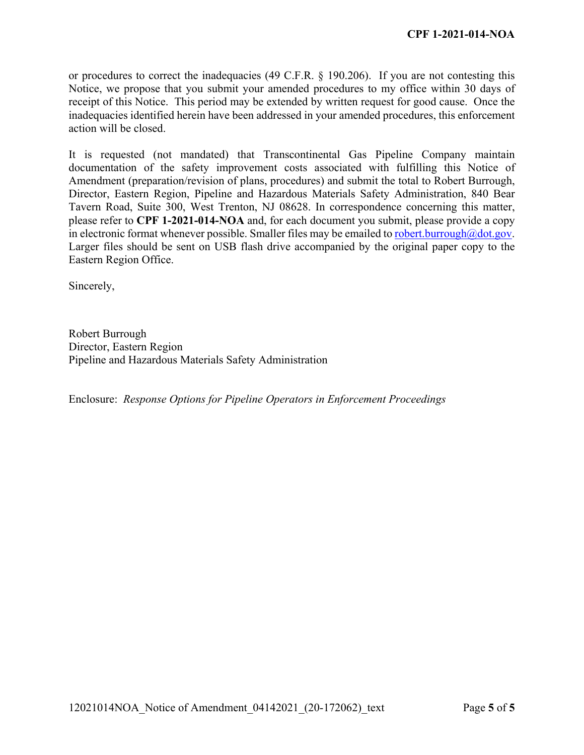or procedures to correct the inadequacies (49 C.F.R. § 190.206). If you are not contesting this Notice, we propose that you submit your amended procedures to my office within 30 days of receipt of this Notice. This period may be extended by written request for good cause. Once the inadequacies identified herein have been addressed in your amended procedures, this enforcement action will be closed.

It is requested (not mandated) that Transcontinental Gas Pipeline Company maintain documentation of the safety improvement costs associated with fulfilling this Notice of Amendment (preparation/revision of plans, procedures) and submit the total to Robert Burrough, Director, Eastern Region, Pipeline and Hazardous Materials Safety Administration, 840 Bear Tavern Road, Suite 300, West Trenton, NJ 08628. In correspondence concerning this matter, please refer to **CPF 1-2021-014-NOA** and, for each document you submit, please provide a copy in electronic format whenever possible. Smaller files may be emailed to robert.burrough@dot.gov. Larger files should be sent on USB flash drive accompanied by the original paper copy to the Eastern Region Office.

Sincerely,

Robert Burrough
Director, Eastern Region
Pipeline and Hazardous Materials Safety Administration

Enclosure: *Response Options for Pipeline Operators in Enforcement Proceedings*